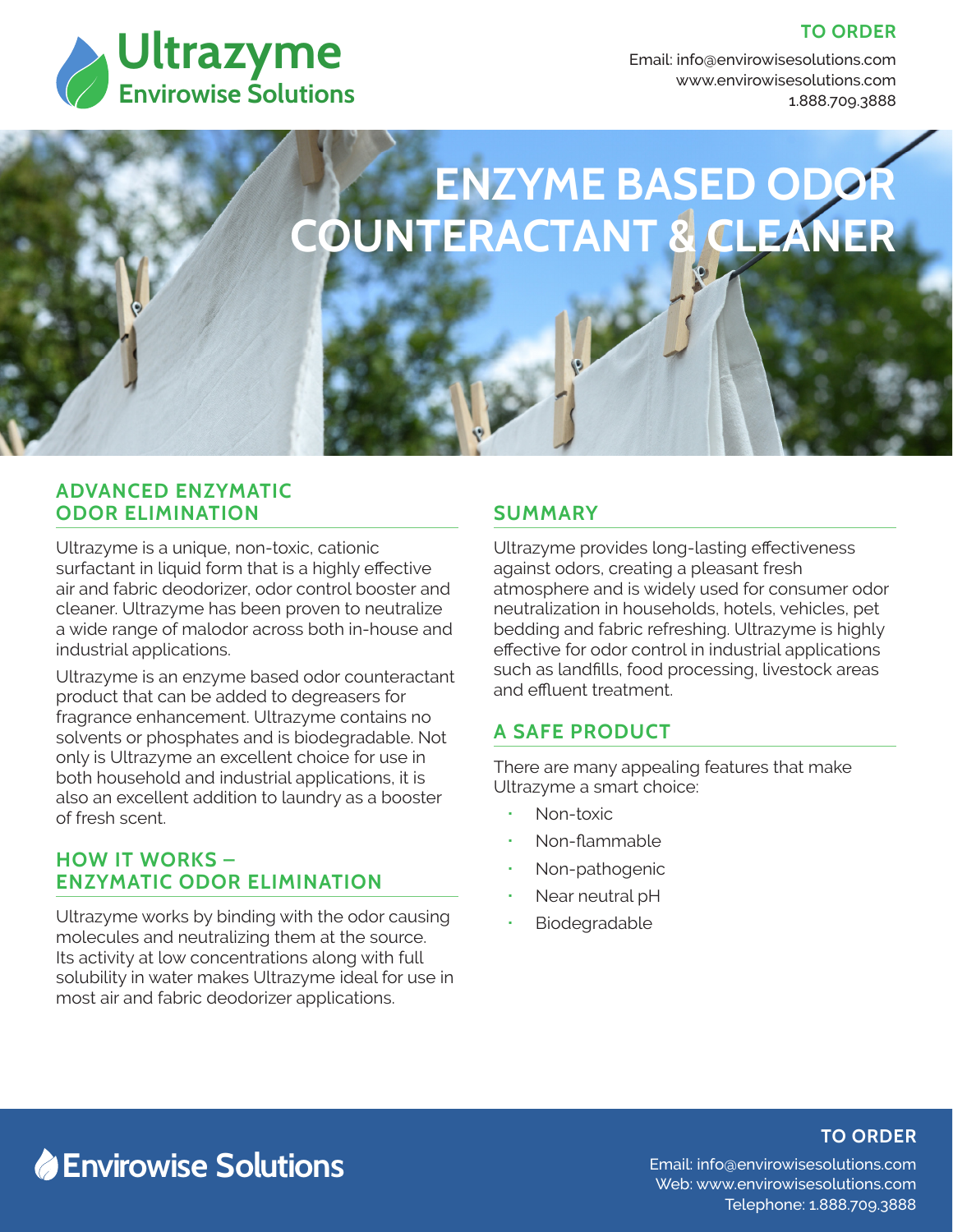# Ultrazyme

Envirowise Solutions

**TO ORDER**

Email: info@envirowisesolutions.com
www.envirowisesolutions.com
1.888.709.3888

# ENZYME BASED ODOR COUNTERACTANT & CLEANER

## ADVANCED ENZYMATIC ODOR ELIMINATION

Ultrazyme is a unique, non-toxic, cationic surfactant in liquid form that is a highly effective air and fabric deodorizer, odor control booster and cleaner. Ultrazyme has been proven to neutralize a wide range of malodor across both in-house and industrial applications.

Ultrazyme is an enzyme based odor counteractant product that can be added to degreasers for fragrance enhancement. Ultrazyme contains no solvents or phosphates and is biodegradable. Not only is Ultrazyme an excellent choice for use in both household and industrial applications, it is also an excellent addition to laundry as a booster of fresh scent.

## HOW IT WORKS – ENZYMATIC ODOR ELIMINATION

Ultrazyme works by binding with the odor causing molecules and neutralizing them at the source. Its activity at low concentrations along with full solubility in water makes Ultrazyme ideal for use in most air and fabric deodorizer applications.

## SUMMARY

Ultrazyme provides long-lasting effectiveness against odors, creating a pleasant fresh atmosphere and is widely used for consumer odor neutralization in households, hotels, vehicles, pet bedding and fabric refreshing. Ultrazyme is highly effective for odor control in industrial applications such as landfills, food processing, livestock areas and effluent treatment.

## A SAFE PRODUCT

There are many appealing features that make Ultrazyme a smart choice:

- Non-toxic
- Non-flammable
- Non-pathogenic
- Near neutral pH
- Biodegradable

Envirowise Solutions

**TO ORDER**

Email: info@envirowisesolutions.com
Web: www.envirowisesolutions.com
Telephone: 1.888.709.3888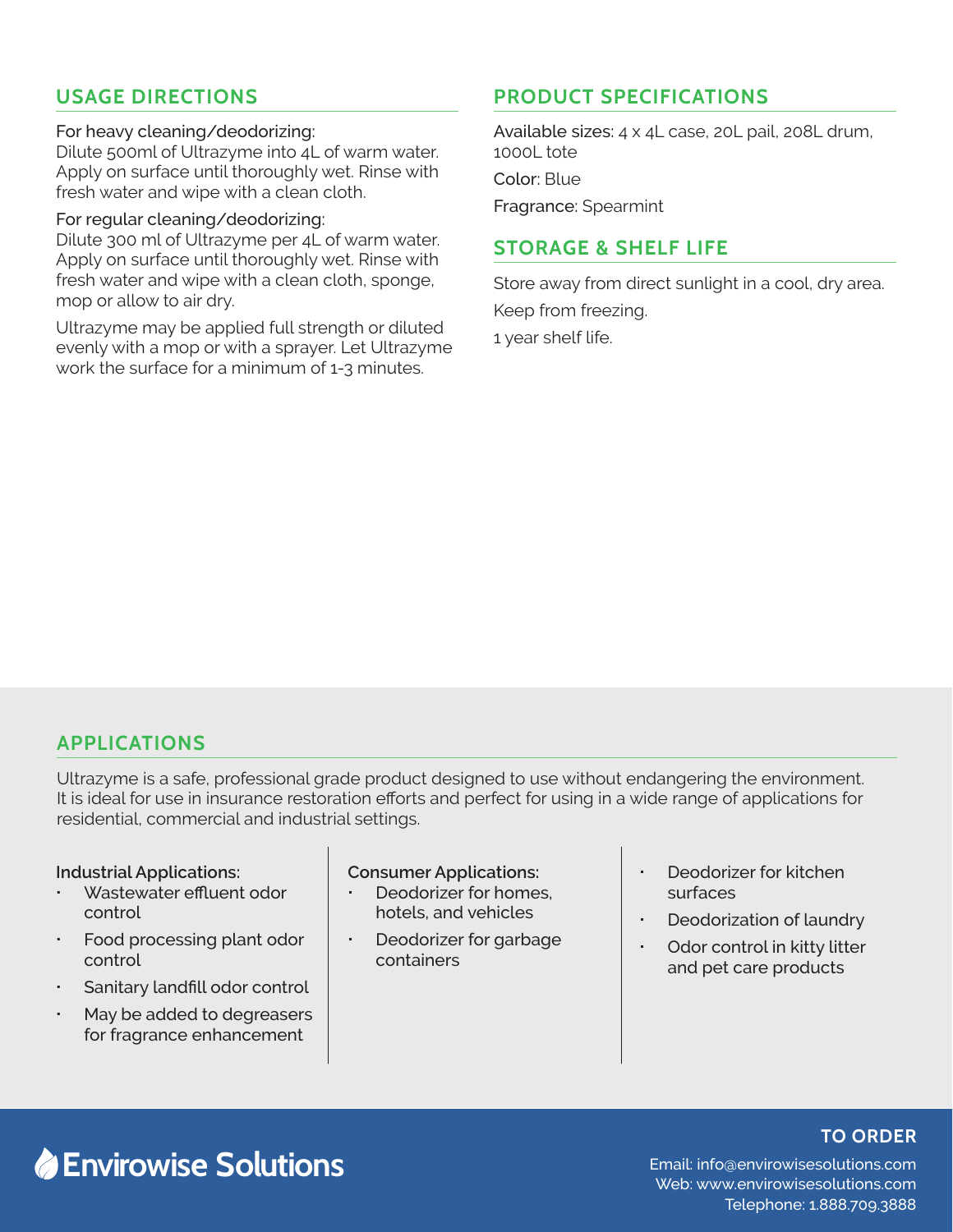## USAGE DIRECTIONS

For heavy cleaning/deodorizing:
Dilute 500ml of Ultrazyme into 4L of warm water. Apply on surface until thoroughly wet. Rinse with fresh water and wipe with a clean cloth.

For regular cleaning/deodorizing:
Dilute 300 ml of Ultrazyme per 4L of warm water. Apply on surface until thoroughly wet. Rinse with fresh water and wipe with a clean cloth, sponge, mop or allow to air dry.

Ultrazyme may be applied full strength or diluted evenly with a mop or with a sprayer. Let Ultrazyme work the surface for a minimum of 1-3 minutes.

## PRODUCT SPECIFICATIONS

Available sizes: 4 x 4L case, 20L pail, 208L drum, 1000L tote

Color: Blue

Fragrance: Spearmint

## STORAGE & SHELF LIFE

Store away from direct sunlight in a cool, dry area.

Keep from freezing.

1 year shelf life.

## APPLICATIONS

Ultrazyme is a safe, professional grade product designed to use without endangering the environment. It is ideal for use in insurance restoration efforts and perfect for using in a wide range of applications for residential, commercial and industrial settings.

Industrial Applications:

- Wastewater effluent odor control
- Food processing plant odor control
- Sanitary landfill odor control
- May be added to degreasers for fragrance enhancement

Consumer Applications:

- Deodorizer for homes, hotels, and vehicles
- Deodorizer for garbage containers
- Deodorizer for kitchen surfaces
- Deodorization of laundry
- Odor control in kitty litter and pet care products

Envirowise Solutions

**TO ORDER**

Email: info@envirowisesolutions.com
Web: www.envirowisesolutions.com
Telephone: 1.888.709.3888